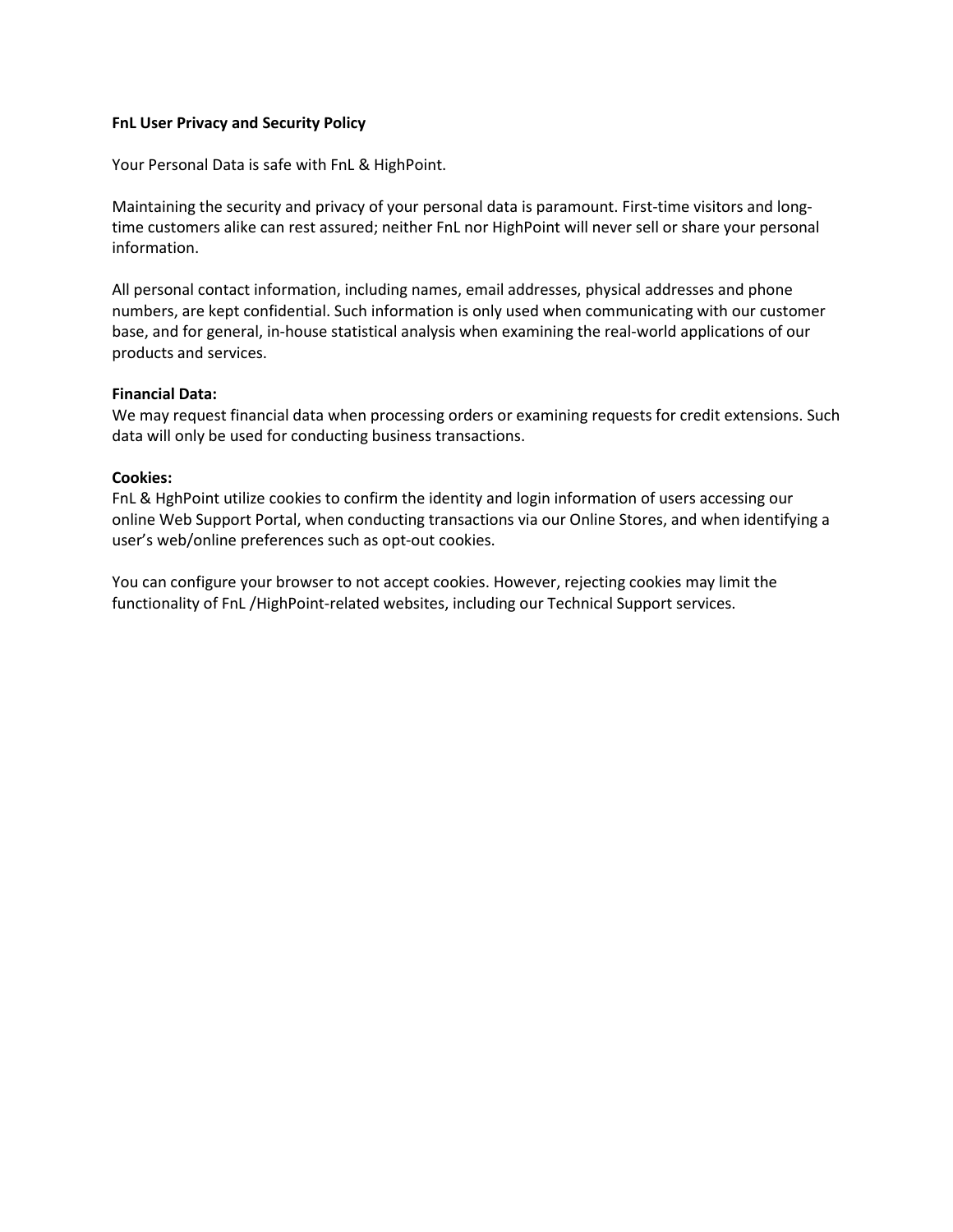**FnL User Privacy and Security Policy**

Your Personal Data is safe with FnL & HighPoint.

Maintaining the security and privacy of your personal data is paramount. First-time visitors and long-time customers alike can rest assured; neither FnL nor HighPoint will never sell or share your personal information.

All personal contact information, including names, email addresses, physical addresses and phone numbers, are kept confidential. Such information is only used when communicating with our customer base, and for general, in-house statistical analysis when examining the real-world applications of our products and services.

**Financial Data:**
We may request financial data when processing orders or examining requests for credit extensions. Such data will only be used for conducting business transactions.

**Cookies:**
FnL & HghPoint utilize cookies to confirm the identity and login information of users accessing our online Web Support Portal, when conducting transactions via our Online Stores, and when identifying a user's web/online preferences such as opt-out cookies.

You can configure your browser to not accept cookies. However, rejecting cookies may limit the functionality of FnL /HighPoint-related websites, including our Technical Support services.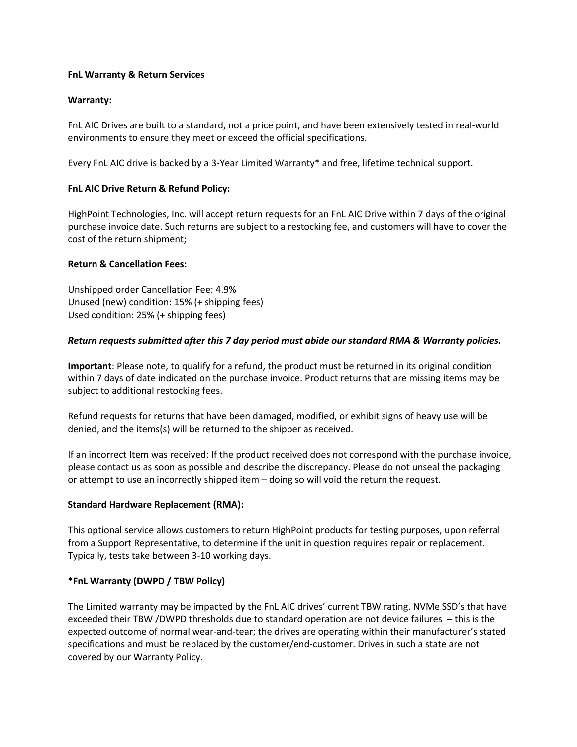**FnL Warranty & Return Services**

**Warranty:**

FnL AIC Drives are built to a standard, not a price point, and have been extensively tested in real-world environments to ensure they meet or exceed the official specifications.

Every FnL AIC drive is backed by a 3-Year Limited Warranty* and free, lifetime technical support.

**FnL AIC Drive Return & Refund Policy:**

HighPoint Technologies, Inc. will accept return requests for an FnL AIC Drive within 7 days of the original purchase invoice date. Such returns are subject to a restocking fee, and customers will have to cover the cost of the return shipment;

**Return & Cancellation Fees:**

Unshipped order Cancellation Fee: 4.9%
Unused (new) condition: 15% (+ shipping fees)
Used condition: 25% (+ shipping fees)

***Return requests submitted after this 7 day period must abide our standard RMA & Warranty policies.***

**Important**: Please note, to qualify for a refund, the product must be returned in its original condition within 7 days of date indicated on the purchase invoice. Product returns that are missing items may be subject to additional restocking fees.

Refund requests for returns that have been damaged, modified, or exhibit signs of heavy use will be denied, and the items(s) will be returned to the shipper as received.

If an incorrect Item was received: If the product received does not correspond with the purchase invoice, please contact us as soon as possible and describe the discrepancy. Please do not unseal the packaging or attempt to use an incorrectly shipped item – doing so will void the return the request.

**Standard Hardware Replacement (RMA):**

This optional service allows customers to return HighPoint products for testing purposes, upon referral from a Support Representative, to determine if the unit in question requires repair or replacement. Typically, tests take between 3-10 working days.

***FnL Warranty (DWPD / TBW Policy)**

The Limited warranty may be impacted by the FnL AIC drives' current TBW rating. NVMe SSD's that have exceeded their TBW /DWPD thresholds due to standard operation are not device failures – this is the expected outcome of normal wear-and-tear; the drives are operating within their manufacturer's stated specifications and must be replaced by the customer/end-customer. Drives in such a state are not covered by our Warranty Policy.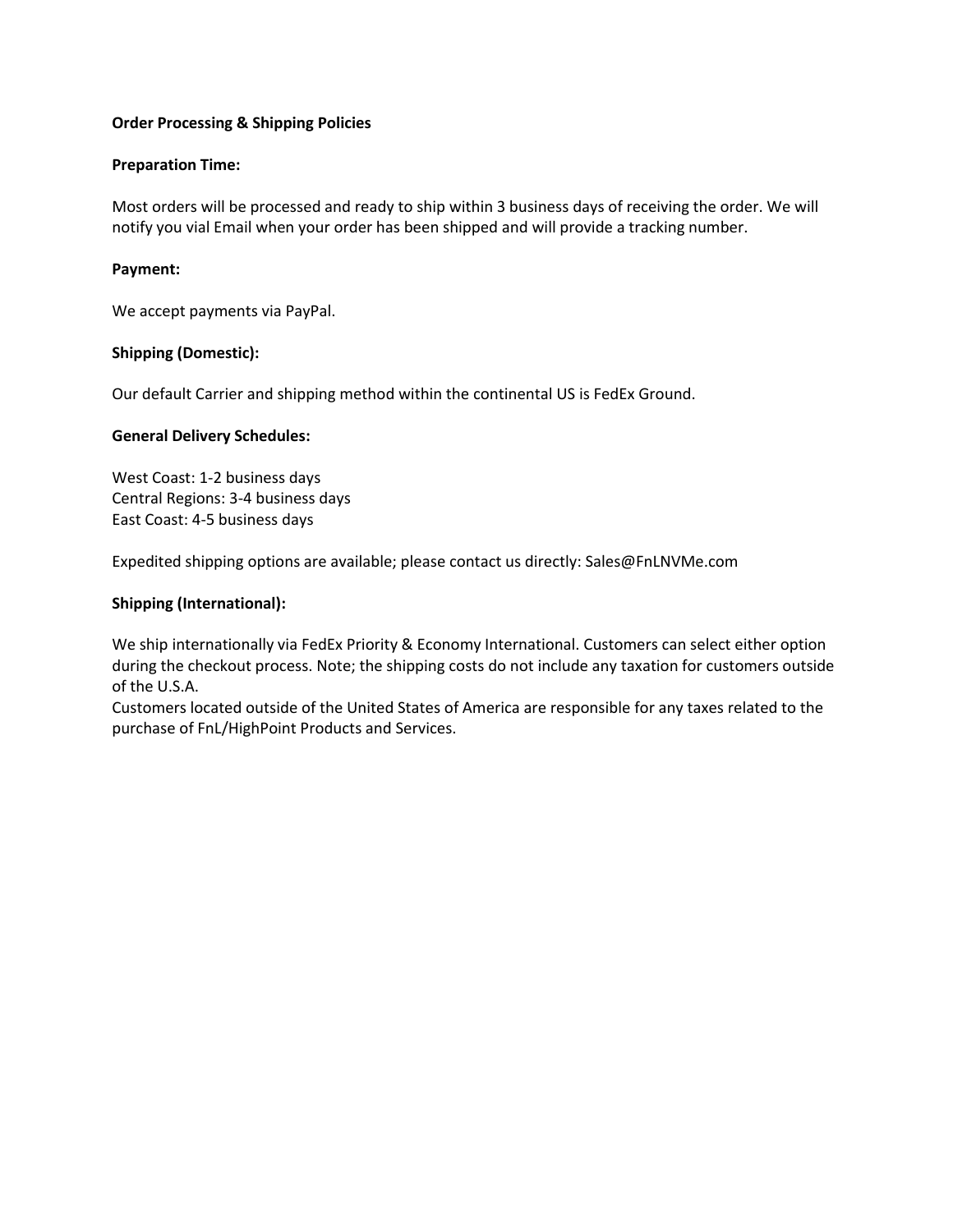**Order Processing & Shipping Policies**

**Preparation Time:**

Most orders will be processed and ready to ship within 3 business days of receiving the order. We will notify you vial Email when your order has been shipped and will provide a tracking number.

**Payment:**

We accept payments via PayPal.

**Shipping (Domestic):**

Our default Carrier and shipping method within the continental US is FedEx Ground.

**General Delivery Schedules:**

West Coast: 1-2 business days
Central Regions: 3-4 business days
East Coast: 4-5 business days

Expedited shipping options are available; please contact us directly: Sales@FnLNVMe.com

**Shipping (International):**

We ship internationally via FedEx Priority & Economy International. Customers can select either option during the checkout process. Note; the shipping costs do not include any taxation for customers outside of the U.S.A.
Customers located outside of the United States of America are responsible for any taxes related to the purchase of FnL/HighPoint Products and Services.